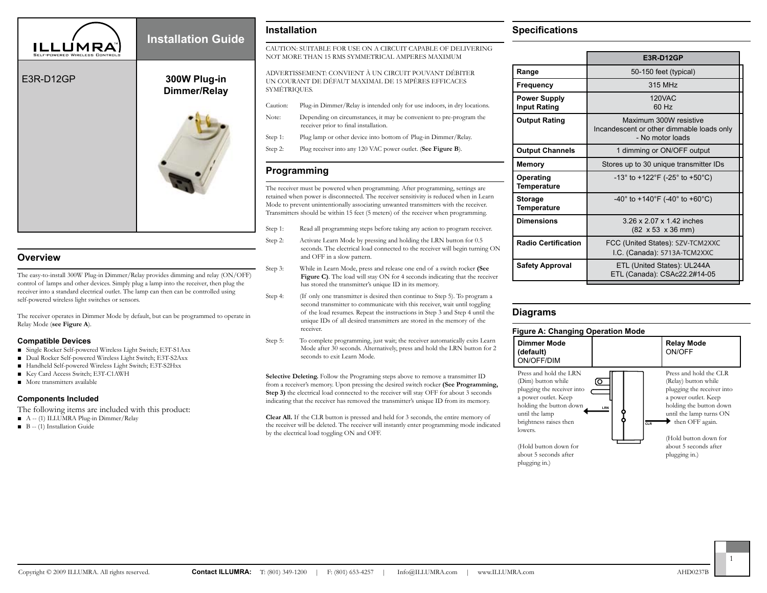# ILLUMRA

Self-powered Wireless Controls

## Installation Guide

E3R-D12GP

**300W Plug-in Dimmer/Relay**

## Overview

The easy-to-install 300W Plug-in Dimmer/Relay provides dimming and relay (ON/OFF) control of lamps and other devices. Simply plug a lamp into the receiver, then plug the receiver into a standard electrical outlet. The lamp can then can be controlled using self-powered wireless light switches or sensors.

The receiver operates in Dimmer Mode by default, but can be programmed to operate in Relay Mode (**see Figure A**).

### Compatible Devices

- Single Rocker Self-powered Wireless Light Switch; E3T-S1Axx
- Dual Rocker Self-powered Wireless Light Switch; E3T-S2Axx
- Handheld Self-powered Wireless Light Switch; E3T-S2Hxx
- Key Card Access Switch; E3T-C1AWH
- More transmitters available

### Components Included

The following items are included with this product:

- A -- (1) ILLUMRA Plug-in Dimmer/Relay
- B -- (1) Installation Guide

## Installation

CAUTION: SUITABLE FOR USE ON A CIRCUIT CAPABLE OF DELIVERING NOT MORE THAN 15 RMS SYMMETRICAL AMPERES MAXIMUM

ADVERTISSEMENT: CONVIENT À UN CIRCUIT POUVANT DÉBITER UN COURANT DE DÉFAUT MAXIMAL DE 15 MPÈRES EFFICACES SYMÉTRIQUES.

Caution: Plug-in Dimmer/Relay is intended only for use indoors, in dry locations.

Note: Depending on circumstances, it may be convenient to pre-program the receiver prior to final installation.

Step 1: Plug lamp or other device into bottom of Plug-in Dimmer/Relay.

Step 2: Plug receiver into any 120 VAC power outlet. (**See Figure B**).

## Programming

The receiver must be powered when programming. After programming, settings are retained when power is disconnected. The receiver sensitivity is reduced when in Learn Mode to prevent unintentionally associating unwanted transmitters with the receiver. Transmitters should be within 15 feet (5 meters) of the receiver when programming.

Step 1: Read all programming steps before taking any action to program receiver.

Step 2: Activate Learn Mode by pressing and holding the LRN button for 0.5 seconds. The electrical load connected to the receiver will begin turning ON and OFF in a slow pattern.

Step 3: While in Learn Mode, press and release one end of a switch rocker **(See Figure C)**. The load will stay ON for 4 seconds indicating that the receiver has stored the transmitter's unique ID in its memory.

Step 4: (If only one transmitter is desired then continue to Step 5). To program a second transmitter to communicate with this receiver, wait until toggling of the load resumes. Repeat the instructions in Step 3 and Step 4 until the unique IDs of all desired transmitters are stored in the memory of the receiver.

Step 5: To complete programming, just wait; the receiver automatically exits Learn Mode after 30 seconds. Alternatively, press and hold the LRN button for 2 seconds to exit Learn Mode.

**Selective Deleting.** Follow the Programing steps above to remove a transmitter ID from a receiver's memory. Upon pressing the desired switch rocker **(See Programming, Step 3)** the electrical load connected to the receiver will stay OFF for about 3 seconds indicating that the receiver has removed the transmitter's unique ID from its memory.

**Clear All.** If the CLR button is pressed and held for 3 seconds, the entire memory of the receiver will be deleted. The receiver will instantly enter programming mode indicated by the electrical load toggling ON and OFF.

## Specifications

| | E3R-D12GP |
|---|---|
| **Range** | 50-150 feet (typical) |
| **Frequency** | 315 MHz |
| **Power Supply Input Rating** | 120VAC<br>60 Hz |
| **Output Rating** | Maximum 300W resistive<br>Incandescent or other dimmable loads only<br>- No motor loads |
| **Output Channels** | 1 dimming or ON/OFF output |
| **Memory** | Stores up to 30 unique transmitter IDs |
| **Operating Temperature** | -13° to +122°F (-25° to +50°C) |
| **Storage Temperature** | -40° to +140°F (-40° to +60°C) |
| **Dimensions** | 3.26 x 2.07 x 1.42 inches<br>(82 x 53 x 36 mm) |
| **Radio Certification** | FCC (United States): SZV-TCM2XXC<br>I.C. (Canada): 5713A-TCM2XXC |
| **Safety Approval** | ETL (United States): UL244A<br>ETL (Canada): CSAc22.2#14-05 |

## Diagrams

### Figure A: Changing Operation Mode

| **Dimmer Mode (default)**<br>ON/OFF/DIM | **Relay Mode**<br>ON/OFF |
|---|---|
| Press and hold the LRN (Dim) button while plugging the receiver into a power outlet. Keep holding the button down until the lamp brightness raises then lowers.<br><br>(Hold button down for about 5 seconds after plugging in.) | Press and hold the CLR (Relay) button while plugging the receiver into a power outlet. Keep holding the button down until the lamp turns ON then OFF again.<br><br>(Hold button down for about 5 seconds after plugging in.) |

LRN

CLR

Copyright © 2009 ILLUMRA. All rights reserved. **Contact ILLUMRA:** T: (801) 349-1200 | F: (801) 653-4257 | Info@ILLUMRA.com | www.ILLUMRA.com AHD0237B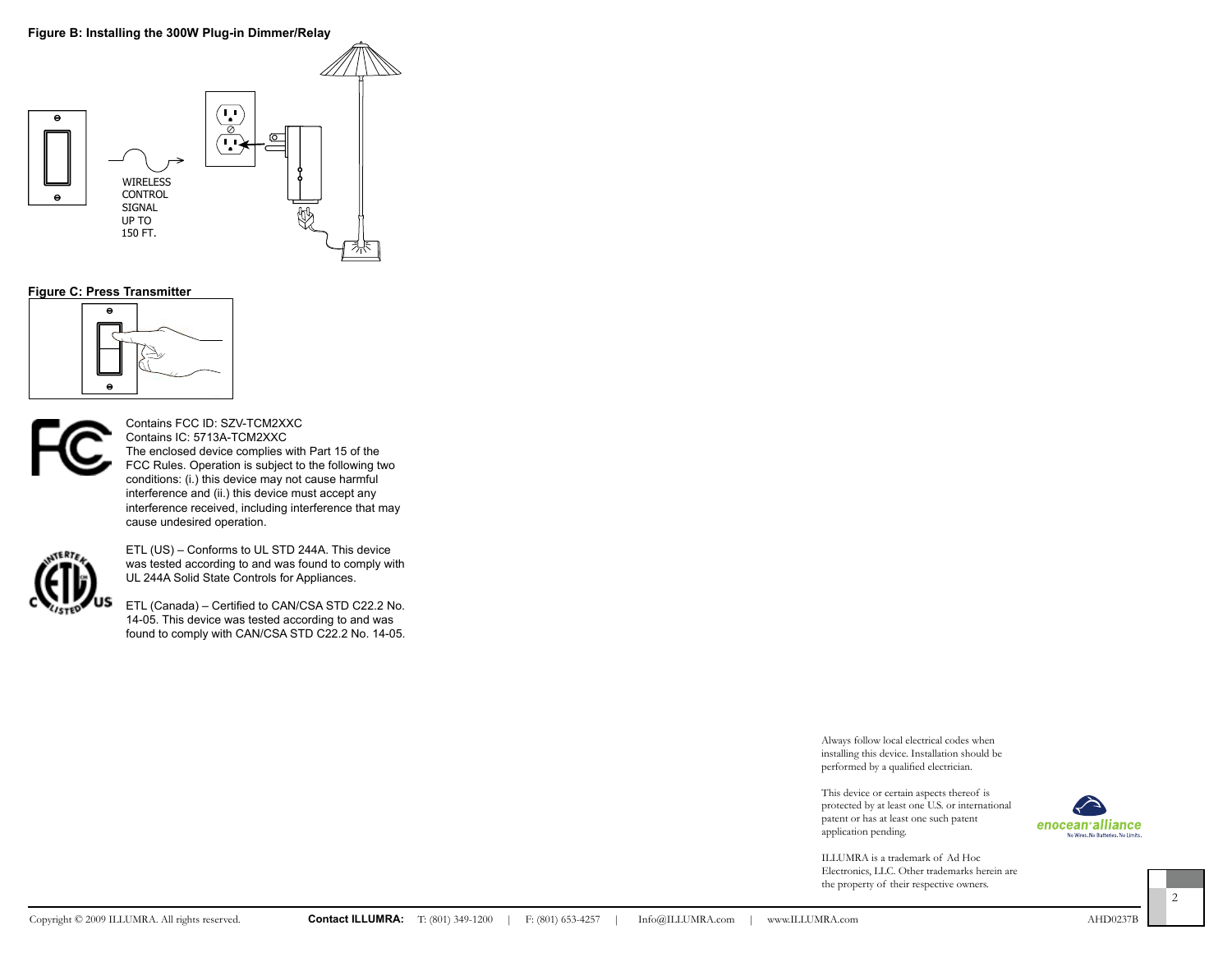**Figure B: Installing the 300W Plug-in Dimmer/Relay**

WIRELESS CONTROL SIGNAL UP TO 150 FT.

**Figure C: Press Transmitter**

Contains FCC ID: SZV-TCM2XXC
Contains IC: 5713A-TCM2XXC
The enclosed device complies with Part 15 of the FCC Rules. Operation is subject to the following two conditions: (i.) this device may not cause harmful interference and (ii.) this device must accept any interference received, including interference that may cause undesired operation.

ETL (US) – Conforms to UL STD 244A. This device was tested according to and was found to comply with UL 244A Solid State Controls for Appliances.

ETL (Canada) – Certified to CAN/CSA STD C22.2 No. 14-05. This device was tested according to and was found to comply with CAN/CSA STD C22.2 No. 14-05.

Always follow local electrical codes when installing this device. Installation should be performed by a qualified electrician.

This device or certain aspects thereof is protected by at least one U.S. or international patent or has at least one such patent application pending.

ILLUMRA is a trademark of Ad Hoc Electronics, LLC. Other trademarks herein are the property of their respective owners.

Copyright © 2009 ILLUMRA. All rights reserved. **Contact ILLUMRA:** T: (801) 349-1200 | F: (801) 653-4257 | Info@ILLUMRA.com | www.ILLUMRA.com AHD0237B